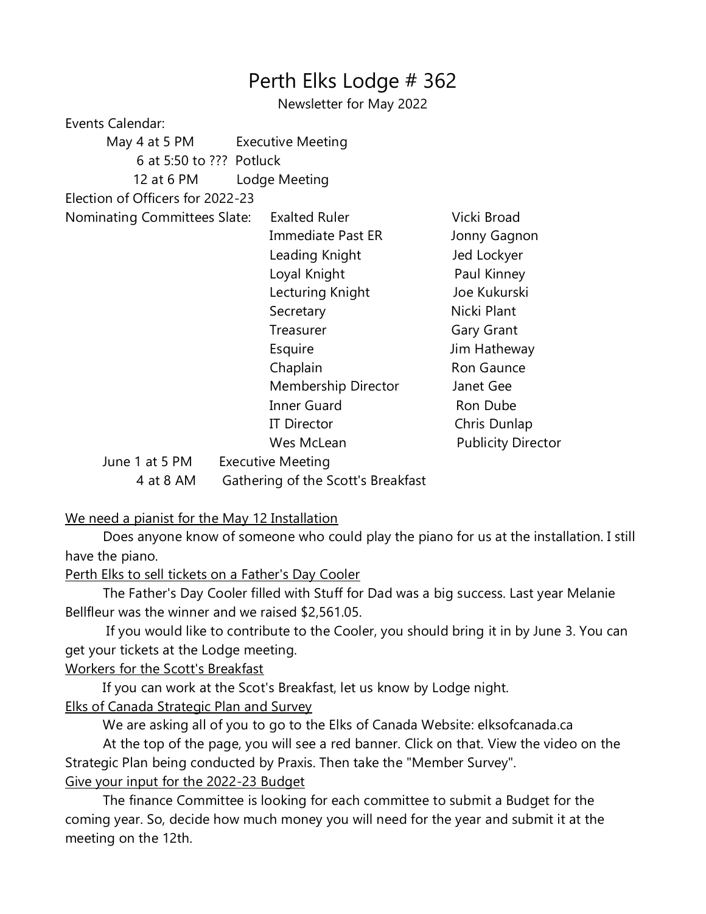# Perth Elks Lodge # 362

Newsletter for May 2022

Events Calendar:

May 4 at 5 PM Executive Meeting
6 at 5:50 to ??? Potluck
12 at 6 PM Lodge Meeting

Election of Officers for 2022-23

Nominating Committees Slate:

| | |
|---|---|
| Exalted Ruler | Vicki Broad |
| Immediate Past ER | Jonny Gagnon |
| Leading Knight | Jed Lockyer |
| Loyal Knight | Paul Kinney |
| Lecturing Knight | Joe Kukurski |
| Secretary | Nicki Plant |
| Treasurer | Gary Grant |
| Esquire | Jim Hatheway |
| Chaplain | Ron Gaunce |
| Membership Director | Janet Gee |
| Inner Guard | Ron Dube |
| IT Director | Chris Dunlap |
| Wes McLean | Publicity Director |

June 1 at 5 PM Executive Meeting
4 at 8 AM Gathering of the Scott's Breakfast

<u>We need a pianist for the May 12 Installation</u>

Does anyone know of someone who could play the piano for us at the installation. I still have the piano.

<u>Perth Elks to sell tickets on a Father's Day Cooler</u>

The Father's Day Cooler filled with Stuff for Dad was a big success. Last year Melanie Bellfleur was the winner and we raised $2,561.05.

If you would like to contribute to the Cooler, you should bring it in by June 3. You can get your tickets at the Lodge meeting.

<u>Workers for the Scott's Breakfast</u>

If you can work at the Scot's Breakfast, let us know by Lodge night.

<u>Elks of Canada Strategic Plan and Survey</u>

We are asking all of you to go to the Elks of Canada Website: elksofcanada.ca

At the top of the page, you will see a red banner. Click on that. View the video on the Strategic Plan being conducted by Praxis. Then take the "Member Survey".

<u>Give your input for the 2022-23 Budget</u>

The finance Committee is looking for each committee to submit a Budget for the coming year. So, decide how much money you will need for the year and submit it at the meeting on the 12th.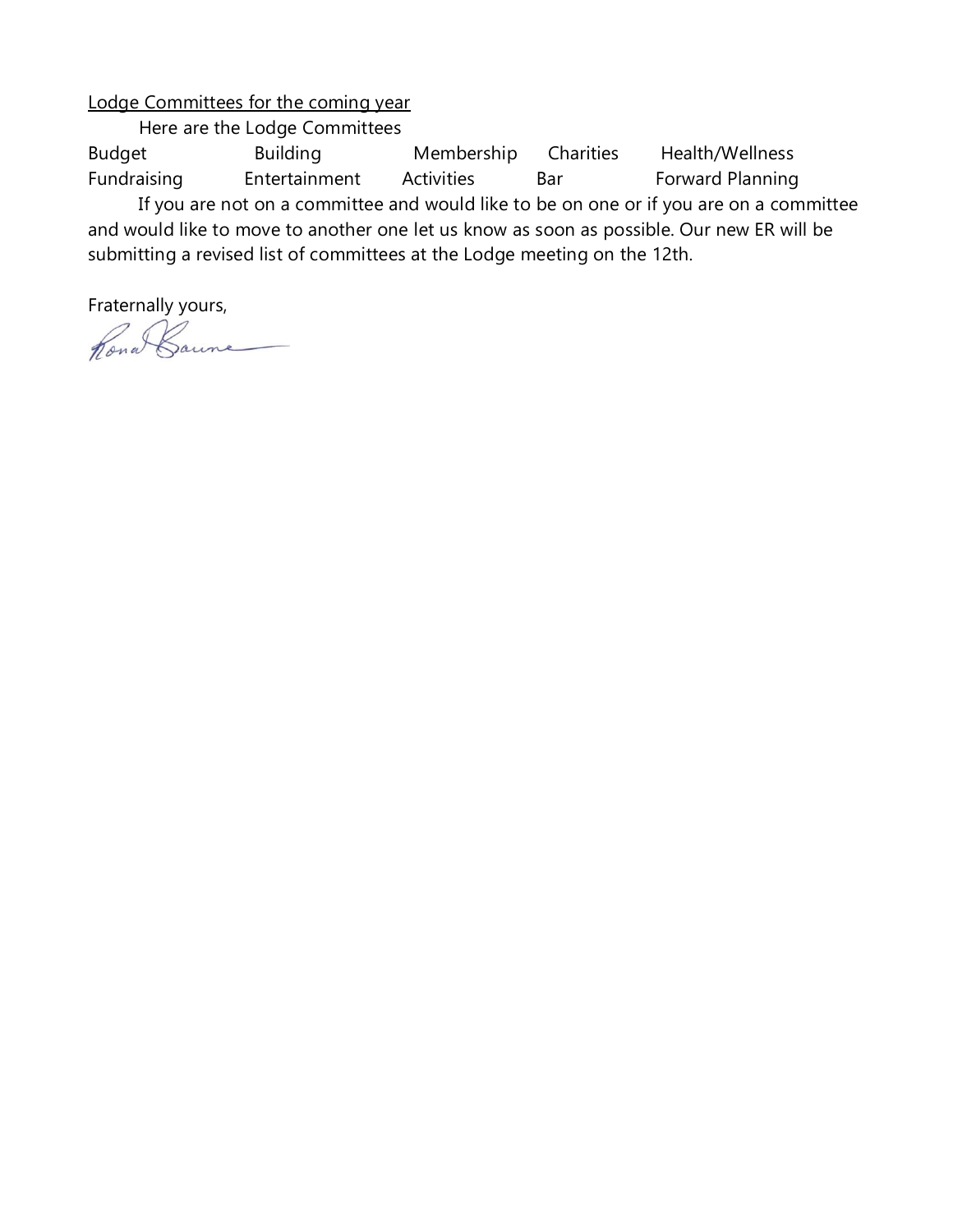<u>Lodge Committees for the coming year</u>

Here are the Lodge Committees

| | | | | |
|---|---|---|---|---|
| Budget | Building | Membership | Charities | Health/Wellness |
| Fundraising | Entertainment | Activities | Bar | Forward Planning |

If you are not on a committee and would like to be on one or if you are on a committee and would like to move to another one let us know as soon as possible. Our new ER will be submitting a revised list of committees at the Lodge meeting on the 12th.

Fraternally yours,